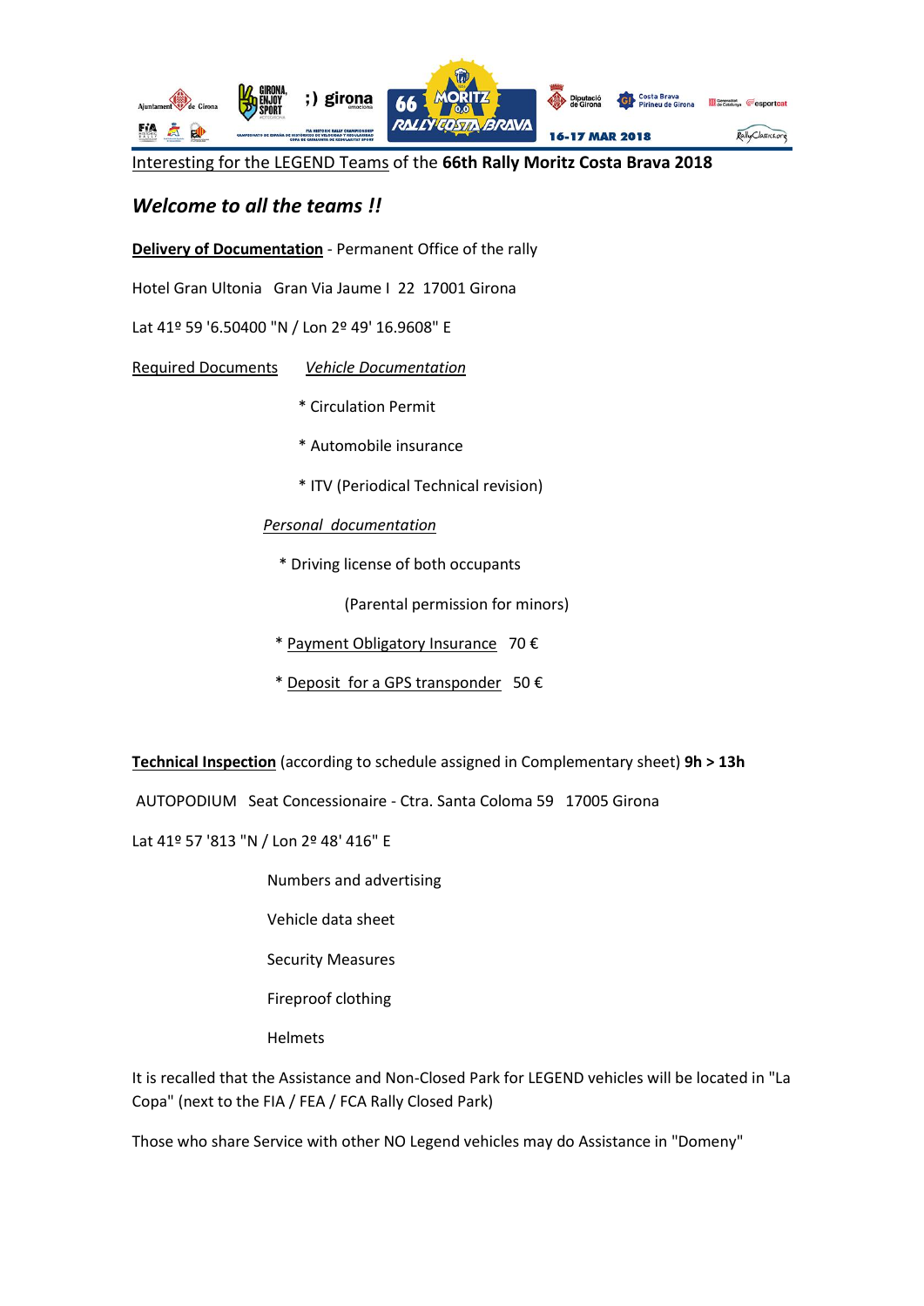Interesting for the LEGEND Teams of the **66th Rally Moritz Costa Brava 2018**

## *Welcome to all the teams !!*

**Delivery of Documentation** - Permanent Office of the rally

Hotel Gran Ultonia Gran Via Jaume I 22 17001 Girona

Lat 41º 59 '6.50400 "N / Lon 2º 49' 16.9608" E

Required Documents *Vehicle Documentation*

* Circulation Permit
* Automobile insurance
* ITV (Periodical Technical revision)

*Personal documentation*

* Driving license of both occupants

  (Parental permission for minors)

* Payment Obligatory Insurance 70 €
* Deposit for a GPS transponder 50 €

**Technical Inspection** (according to schedule assigned in Complementary sheet) **9h > 13h**

AUTOPODIUM Seat Concessionaire - Ctra. Santa Coloma 59 17005 Girona

Lat 41º 57 '813 "N / Lon 2º 48' 416" E

Numbers and advertising

Vehicle data sheet

Security Measures

Fireproof clothing

Helmets

It is recalled that the Assistance and Non-Closed Park for LEGEND vehicles will be located in "La Copa" (next to the FIA / FEA / FCA Rally Closed Park)

Those who share Service with other NO Legend vehicles may do Assistance in "Domeny"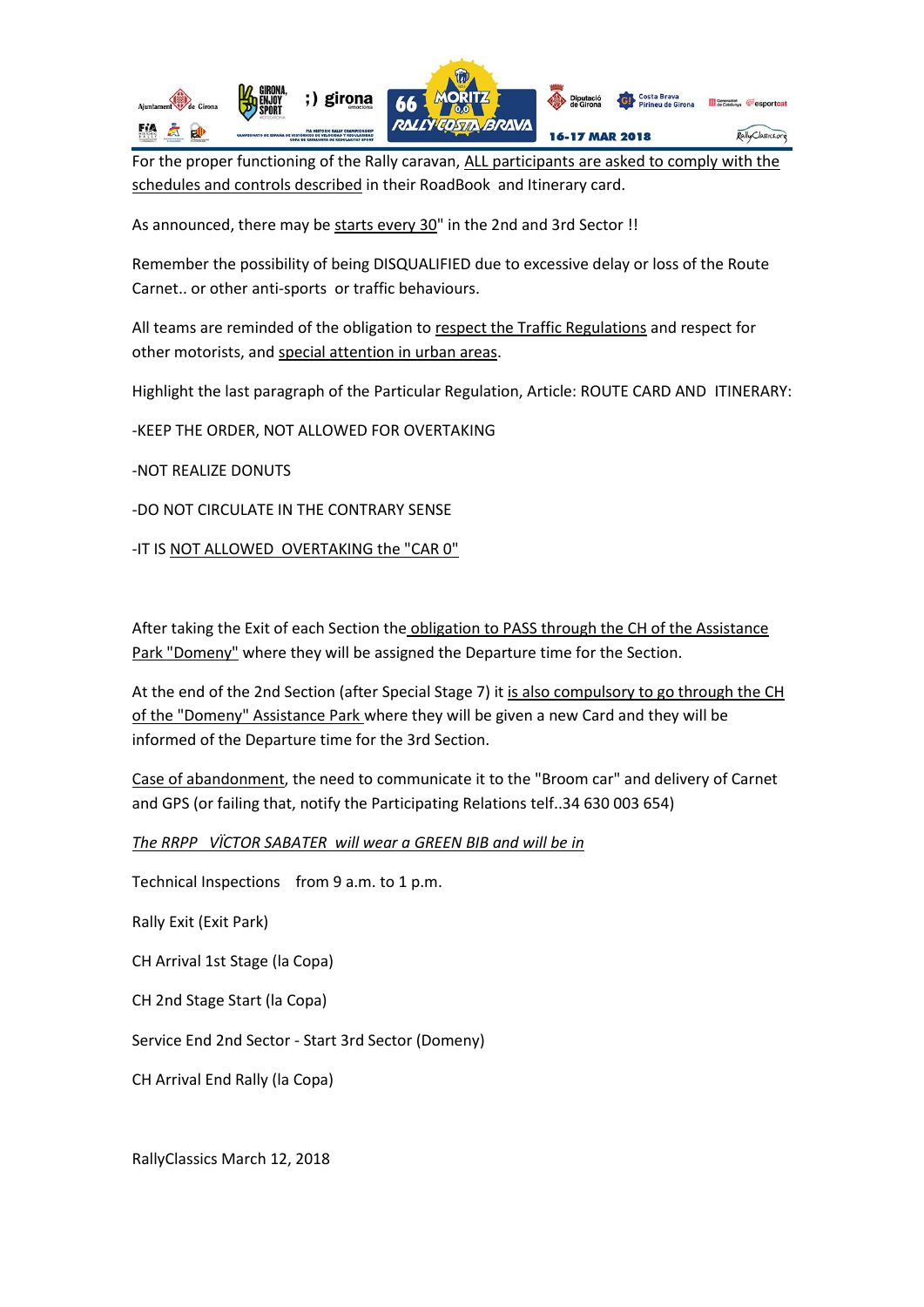For the proper functioning of the Rally caravan, ALL participants are asked to comply with the schedules and controls described in their RoadBook and Itinerary card.

As announced, there may be starts every 30" in the 2nd and 3rd Sector !!

Remember the possibility of being DISQUALIFIED due to excessive delay or loss of the Route Carnet.. or other anti-sports or traffic behaviours.

All teams are reminded of the obligation to respect the Traffic Regulations and respect for other motorists, and special attention in urban areas.

Highlight the last paragraph of the Particular Regulation, Article: ROUTE CARD AND ITINERARY:

-KEEP THE ORDER, NOT ALLOWED FOR OVERTAKING

-NOT REALIZE DONUTS

-DO NOT CIRCULATE IN THE CONTRARY SENSE

-IT IS NOT ALLOWED OVERTAKING the "CAR 0"

After taking the Exit of each Section the obligation to PASS through the CH of the Assistance Park "Domeny" where they will be assigned the Departure time for the Section.

At the end of the 2nd Section (after Special Stage 7) it is also compulsory to go through the CH of the "Domeny" Assistance Park where they will be given a new Card and they will be informed of the Departure time for the 3rd Section.

Case of abandonment, the need to communicate it to the "Broom car" and delivery of Carnet and GPS (or failing that, notify the Participating Relations telf..34 630 003 654)

*The RRPP VÏCTOR SABATER will wear a GREEN BIB and will be in*

Technical Inspections from 9 a.m. to 1 p.m.

Rally Exit (Exit Park)

CH Arrival 1st Stage (la Copa)

CH 2nd Stage Start (la Copa)

Service End 2nd Sector - Start 3rd Sector (Domeny)

CH Arrival End Rally (la Copa)

RallyClassics March 12, 2018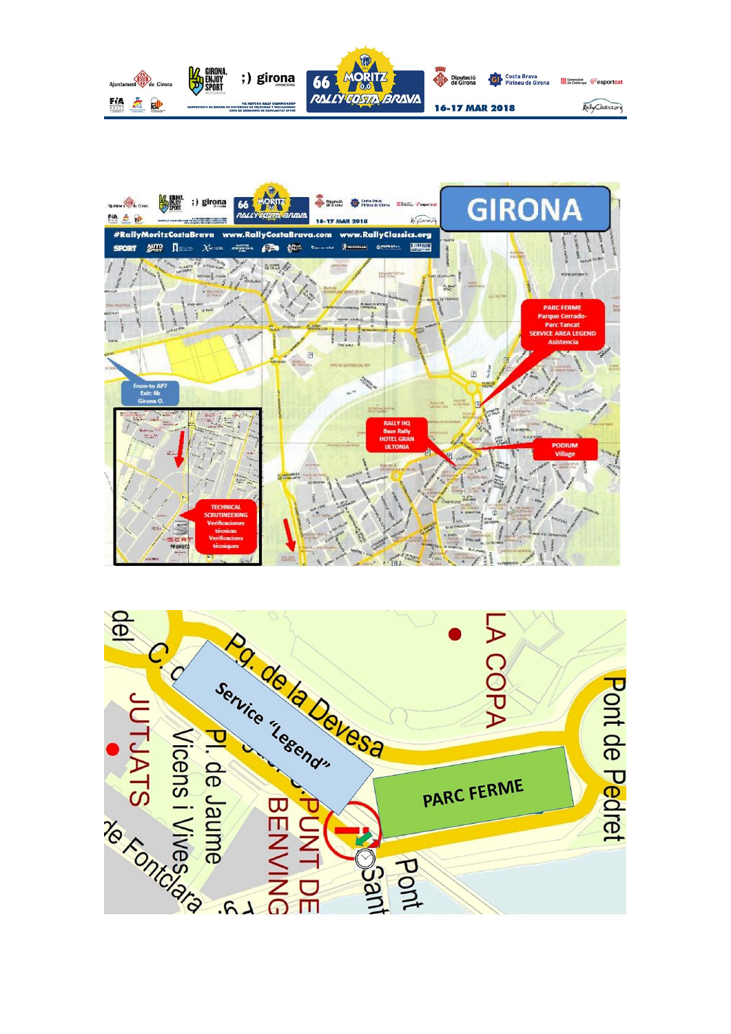# GIRONA

#RallyMoritzCostaBrava www.RallyCostaBrava.com www.RallyClassics.org

**PARC FERME**
Parque Cerrado-
Parc Tancat
SERVICE AREA LEGEND
Asistencia

**From-to AP7**
Exit: 6b
Girona O.

**RALLY HQ**
Base Rally
HOTEL GRAN
ULTONIA

**PODIUM**
Village

**TECHNICAL SCRUTINEERING**
Verificaciones técnicas
Verificacions tècniques

---

Pg. de la Devesa

Service "Legend"

PARC FERME

LA COPA

Pont de Pedret

JUTJATS

Pl. de Jaume

Vicens i Vives

de Fontclara

C. d

del

PUNT DE BENVING

Pont

Sant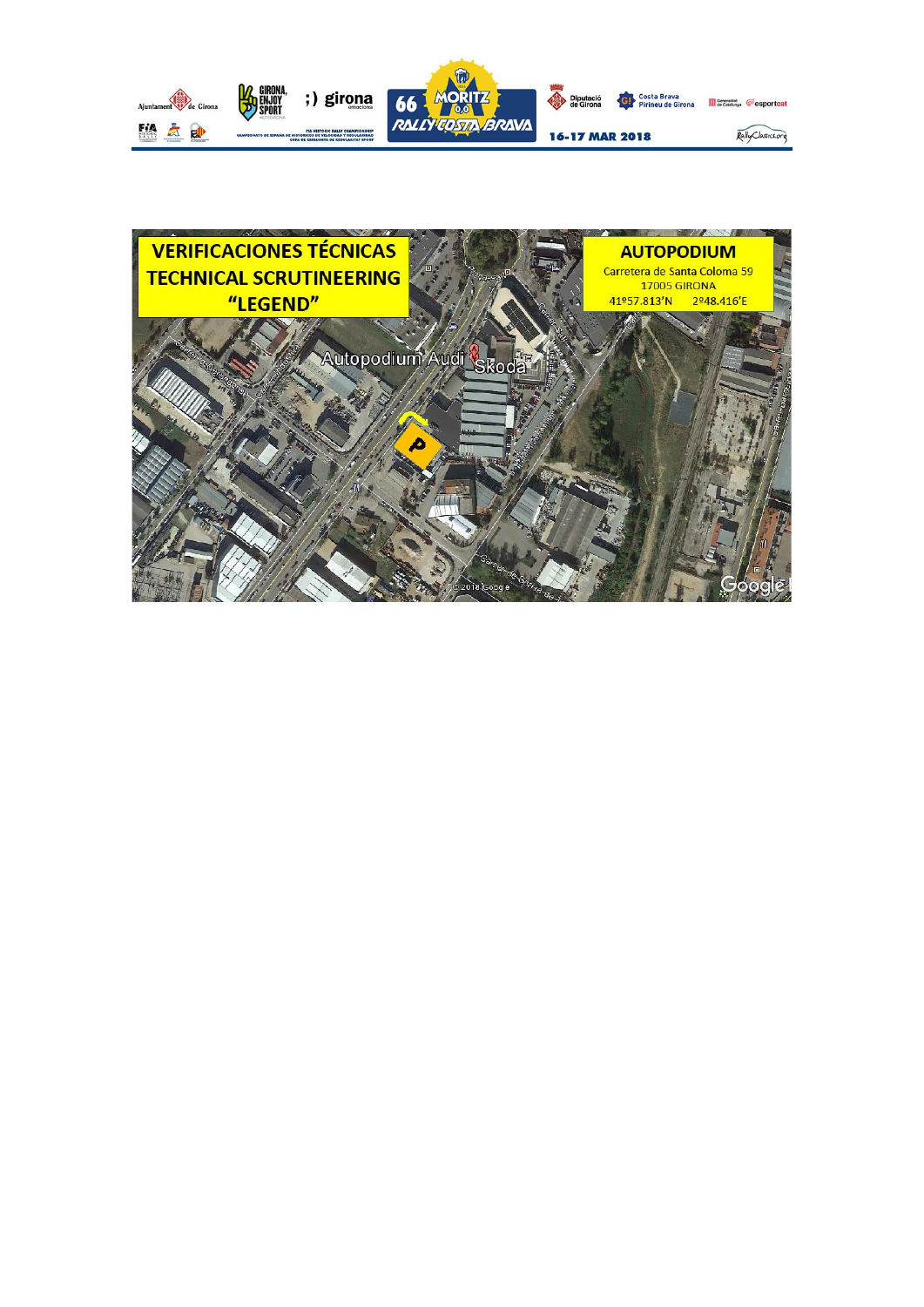# VERIFICACIONES TÉCNICAS
# TECHNICAL SCRUTINEERING
# "LEGEND"

**AUTOPODIUM**

Carretera de Santa Coloma 59

17005 GIRONA

41º57.813'N 2º48.416'E

Autopodium Audi Skoda